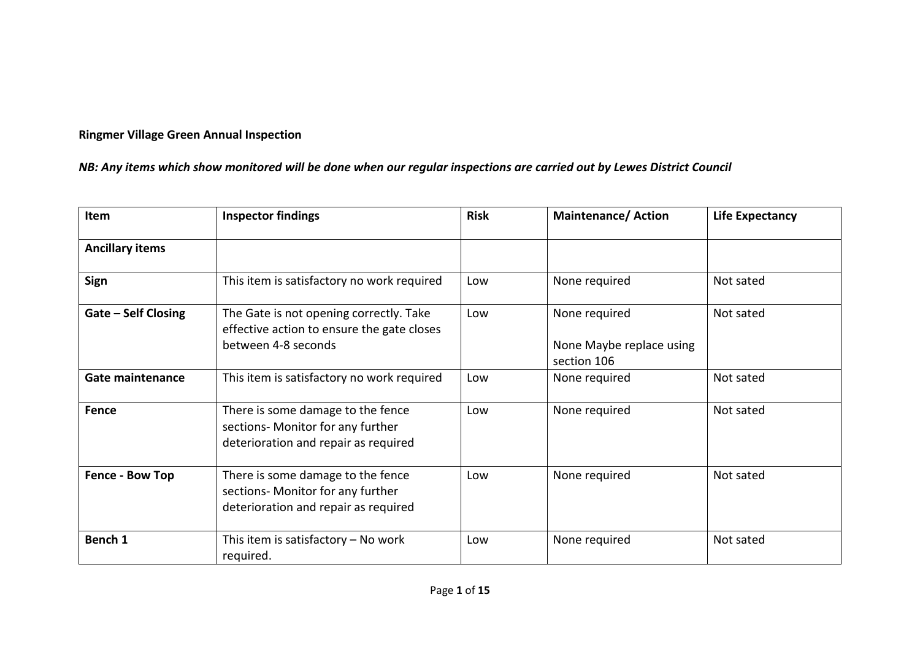**Ringmer Village Green Annual Inspection**

***NB: Any items which show monitored will be done when our regular inspections are carried out by Lewes District Council***

| Item | Inspector findings | Risk | Maintenance/ Action | Life Expectancy |
|---|---|---|---|---|
| **Ancillary items** | | | | |
| **Sign** | This item is satisfactory no work required | Low | None required | Not sated |
| **Gate – Self Closing** | The Gate is not opening correctly. Take effective action to ensure the gate closes between 4-8 seconds | Low | None required<br><br>None Maybe replace using section 106 | Not sated |
| **Gate maintenance** | This item is satisfactory no work required | Low | None required | Not sated |
| **Fence** | There is some damage to the fence sections- Monitor for any further deterioration and repair as required | Low | None required | Not sated |
| **Fence - Bow Top** | There is some damage to the fence sections- Monitor for any further deterioration and repair as required | Low | None required | Not sated |
| **Bench 1** | This item is satisfactory – No work required. | Low | None required | Not sated |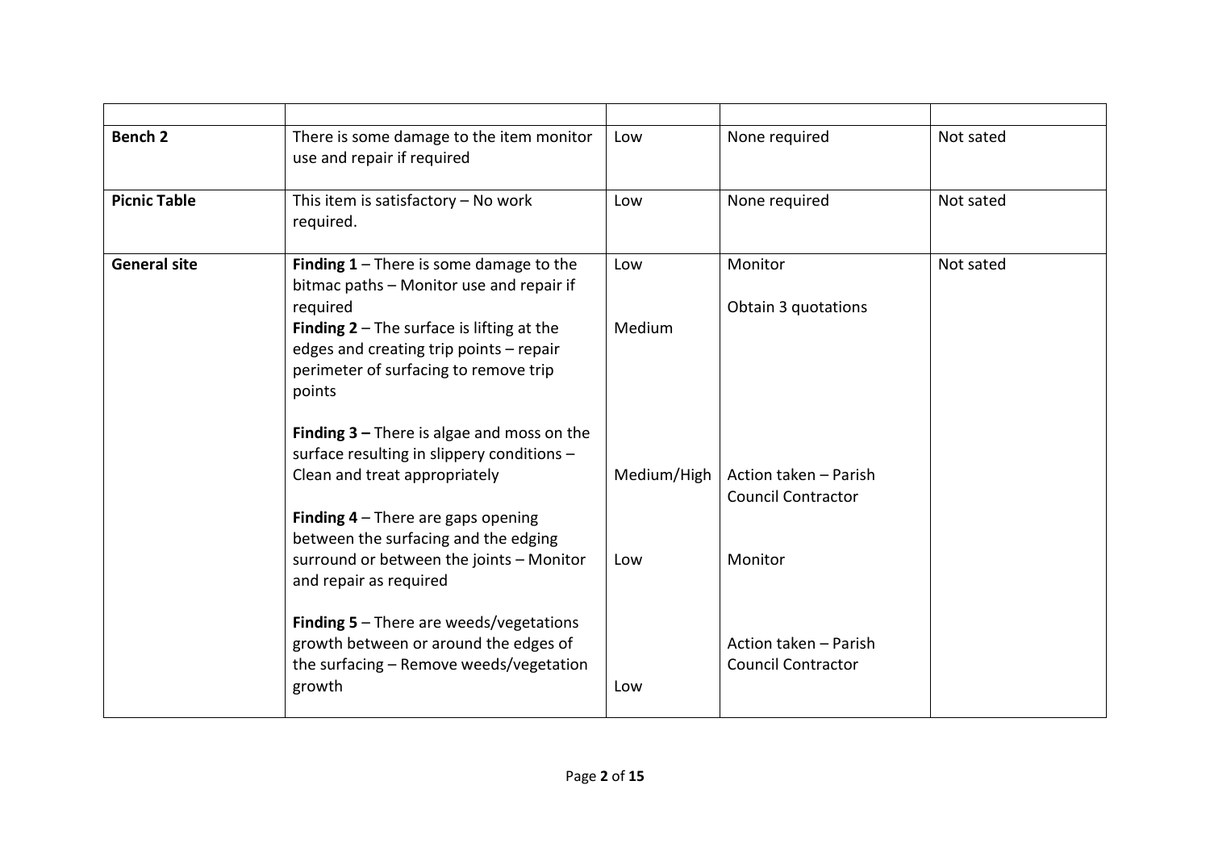| | | | | |
|---|---|---|---|---|
| **Bench 2** | There is some damage to the item monitor use and repair if required | Low | None required | Not sated |
| **Picnic Table** | This item is satisfactory – No work required. | Low | None required | Not sated |
| **General site** | **Finding 1** – There is some damage to the bitmac paths – Monitor use and repair if required<br>**Finding 2** – The surface is lifting at the edges and creating trip points – repair perimeter of surfacing to remove trip points<br><br>**Finding 3 –** There is algae and moss on the surface resulting in slippery conditions – Clean and treat appropriately<br><br>**Finding 4** – There are gaps opening between the surfacing and the edging surround or between the joints – Monitor and repair as required<br><br>**Finding 5** – There are weeds/vegetations growth between or around the edges of the surfacing – Remove weeds/vegetation growth | Low<br><br>Medium<br><br>Medium/High<br><br>Low<br><br>Low | Monitor<br><br>Obtain 3 quotations<br><br>Action taken – Parish Council Contractor<br><br>Monitor<br><br>Action taken – Parish Council Contractor | Not sated |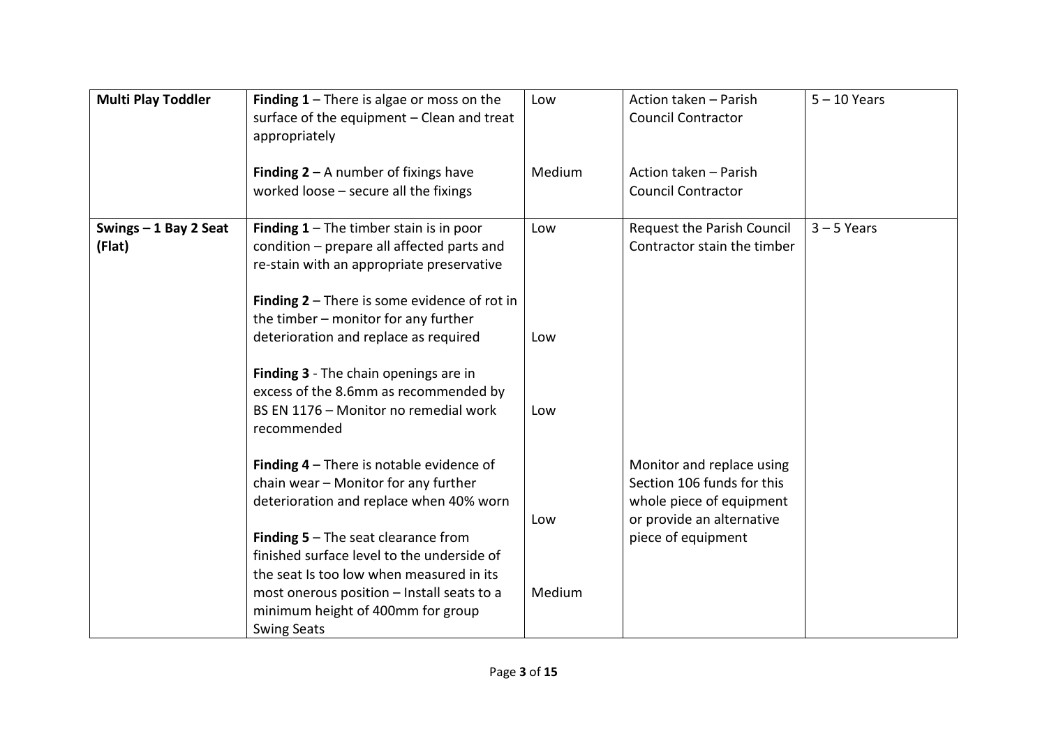| Multi Play Toddler | **Finding 1** – There is algae or moss on the surface of the equipment – Clean and treat appropriately<br><br>**Finding 2 –** A number of fixings have worked loose – secure all the fixings | Low<br><br>Medium | Action taken – Parish Council Contractor<br><br>Action taken – Parish Council Contractor | 5 – 10 Years |
|---|---|---|---|---|
| **Swings – 1 Bay 2 Seat (Flat)** | **Finding 1** – The timber stain is in poor condition – prepare all affected parts and re-stain with an appropriate preservative<br><br>**Finding 2** – There is some evidence of rot in the timber – monitor for any further deterioration and replace as required<br><br>**Finding 3** - The chain openings are in excess of the 8.6mm as recommended by BS EN 1176 – Monitor no remedial work recommended<br><br>**Finding 4** – There is notable evidence of chain wear – Monitor for any further deterioration and replace when 40% worn<br><br>**Finding 5** – The seat clearance from finished surface level to the underside of the seat Is too low when measured in its most onerous position – Install seats to a minimum height of 400mm for group Swing Seats | Low<br><br>Low<br><br>Low<br><br>Low<br><br>Medium | Request the Parish Council Contractor stain the timber<br><br>Monitor and replace using Section 106 funds for this whole piece of equipment or provide an alternative piece of equipment | 3 – 5 Years |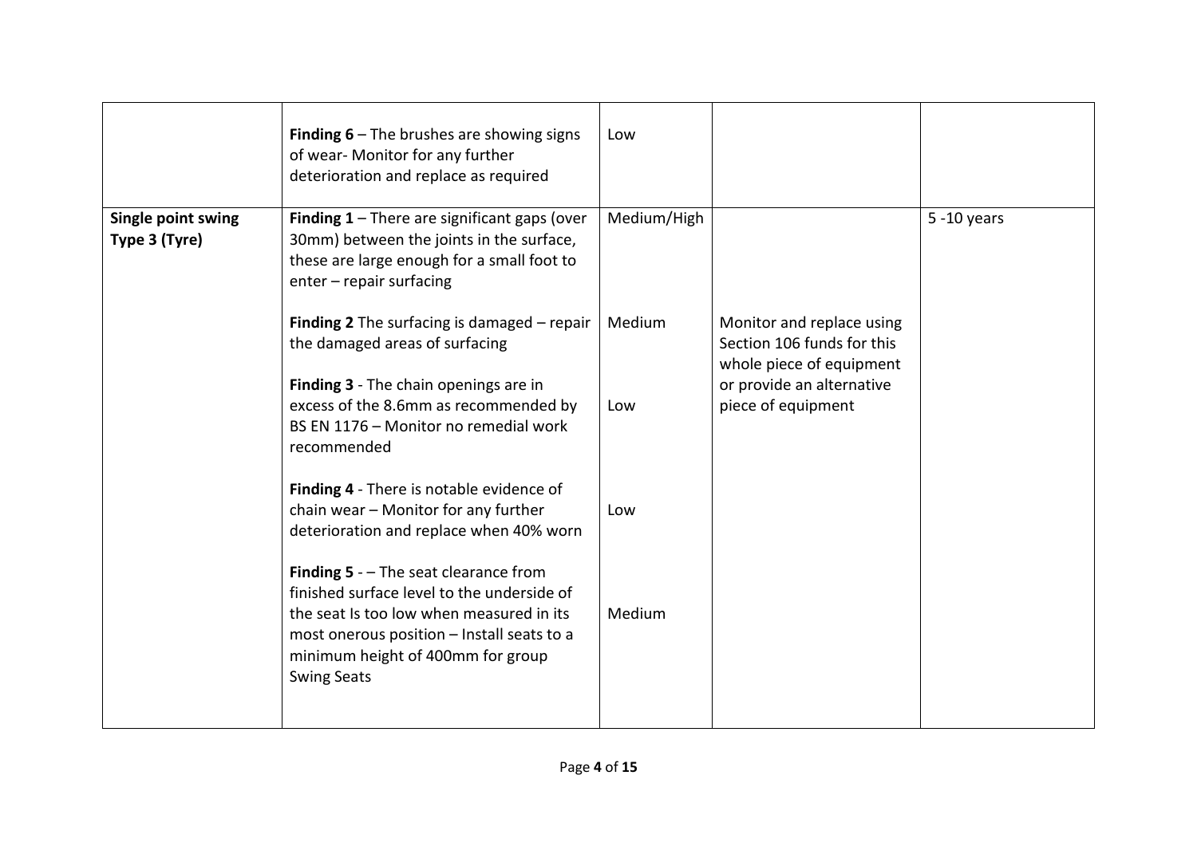| | | | | |
|---|---|---|---|---|
| | **Finding 6** – The brushes are showing signs of wear- Monitor for any further deterioration and replace as required | Low | | |
| **Single point swing Type 3 (Tyre)** | **Finding 1** – There are significant gaps (over 30mm) between the joints in the surface, these are large enough for a small foot to enter – repair surfacing<br><br>**Finding 2** The surfacing is damaged – repair the damaged areas of surfacing<br><br>**Finding 3** - The chain openings are in excess of the 8.6mm as recommended by BS EN 1176 – Monitor no remedial work recommended<br><br>**Finding 4** - There is notable evidence of chain wear – Monitor for any further deterioration and replace when 40% worn<br><br>**Finding 5** - – The seat clearance from finished surface level to the underside of the seat Is too low when measured in its most onerous position – Install seats to a minimum height of 400mm for group Swing Seats | Medium/High<br><br>Medium<br><br>Low<br><br>Low<br><br>Medium | Monitor and replace using Section 106 funds for this whole piece of equipment or provide an alternative piece of equipment | 5 -10 years |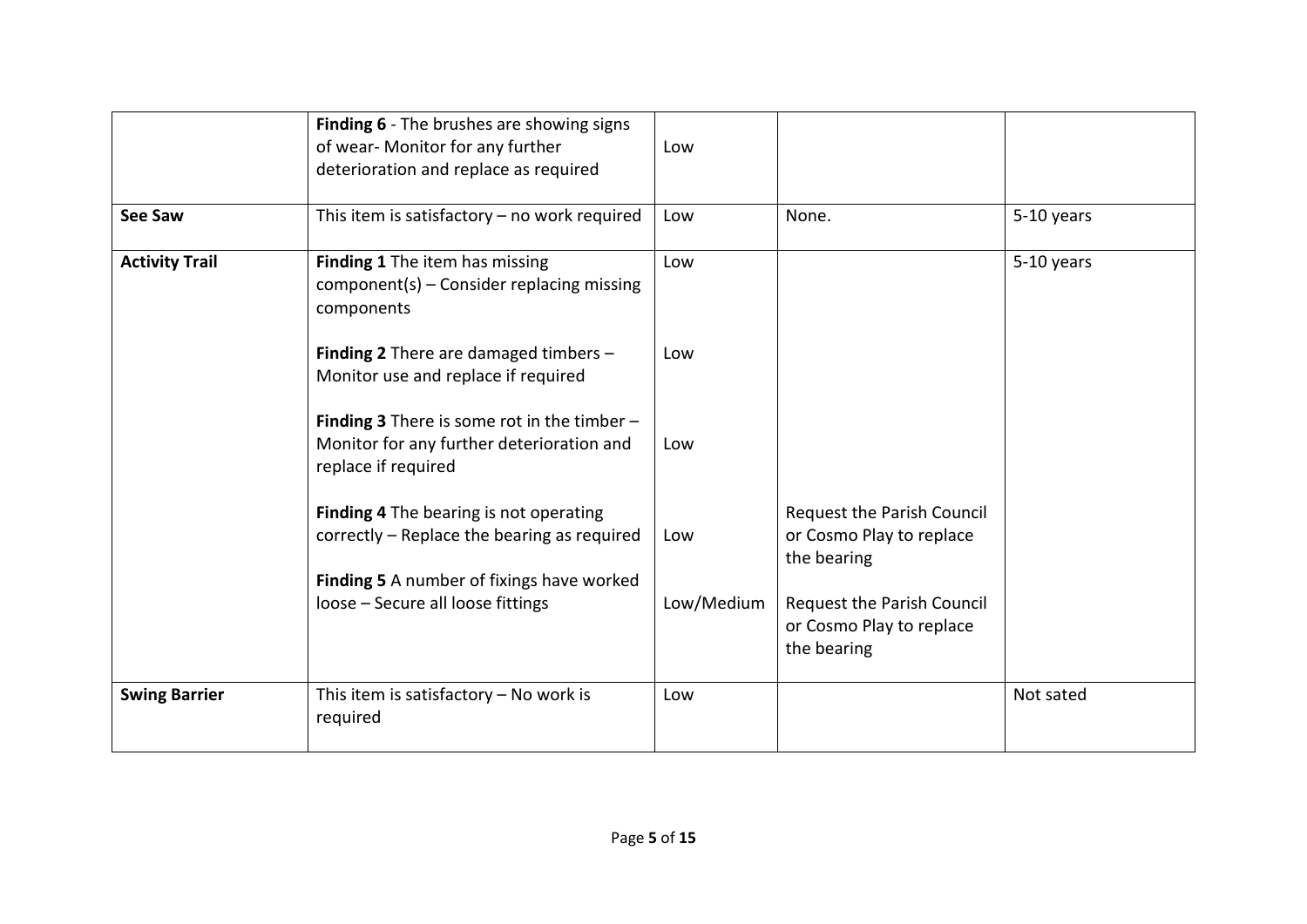| | | | | |
|---|---|---|---|---|
| | **Finding 6** - The brushes are showing signs of wear- Monitor for any further deterioration and replace as required | Low | | |
| **See Saw** | This item is satisfactory – no work required | Low | None. | 5-10 years |
| **Activity Trail** | **Finding 1** The item has missing component(s) – Consider replacing missing components<br><br>**Finding 2** There are damaged timbers – Monitor use and replace if required<br><br>**Finding 3** There is some rot in the timber – Monitor for any further deterioration and replace if required<br><br>**Finding 4** The bearing is not operating correctly – Replace the bearing as required<br><br>**Finding 5** A number of fixings have worked loose – Secure all loose fittings | Low<br><br>Low<br><br>Low<br><br>Low<br><br>Low/Medium | <br><br><br><br><br><br>Request the Parish Council or Cosmo Play to replace the bearing<br><br>Request the Parish Council or Cosmo Play to replace the bearing | 5-10 years |
| **Swing Barrier** | This item is satisfactory – No work is required | Low | | Not sated |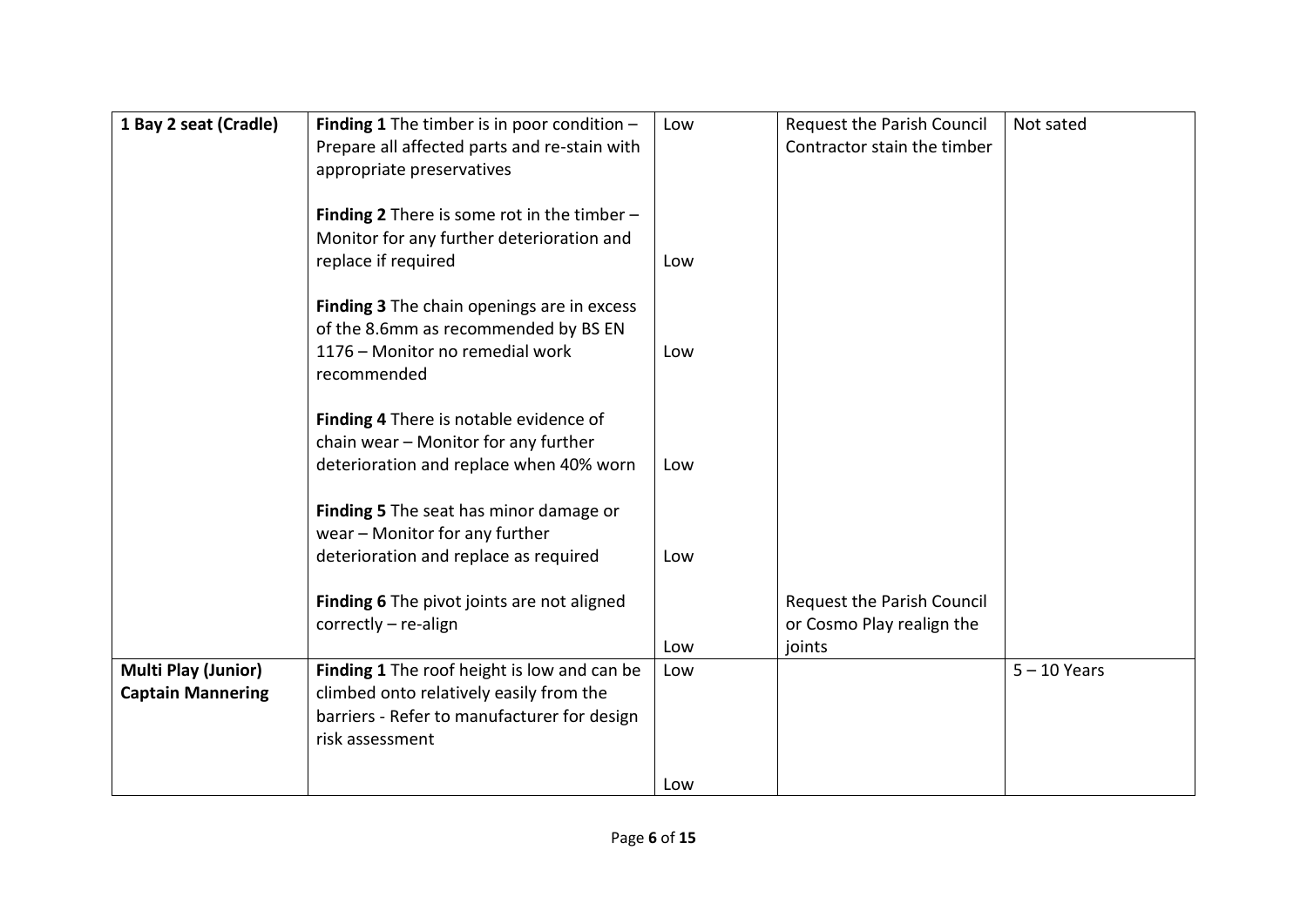| 1 Bay 2 seat (Cradle) | **Finding 1** The timber is in poor condition – Prepare all affected parts and re-stain with appropriate preservatives | Low | Request the Parish Council Contractor stain the timber | Not sated |
|---|---|---|---|---|
| | **Finding 2** There is some rot in the timber – Monitor for any further deterioration and replace if required | Low | | |
| | **Finding 3** The chain openings are in excess of the 8.6mm as recommended by BS EN 1176 – Monitor no remedial work recommended | Low | | |
| | **Finding 4** There is notable evidence of chain wear – Monitor for any further deterioration and replace when 40% worn | Low | | |
| | **Finding 5** The seat has minor damage or wear – Monitor for any further deterioration and replace as required | Low | | |
| | **Finding 6** The pivot joints are not aligned correctly – re-align | Low | Request the Parish Council or Cosmo Play realign the joints | |
| **Multi Play (Junior) Captain Mannering** | **Finding 1** The roof height is low and can be climbed onto relatively easily from the barriers - Refer to manufacturer for design risk assessment | Low | | 5 – 10 Years |
| | | Low | | |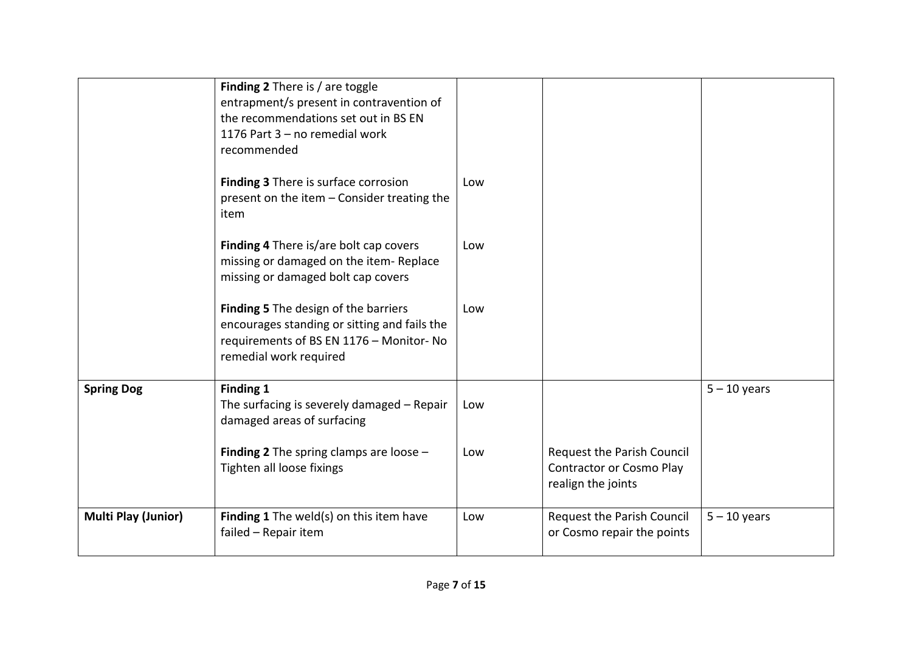| | | | | |
|---|---|---|---|---|
| | **Finding 2** There is / are toggle entrapment/s present in contravention of the recommendations set out in BS EN 1176 Part 3 – no remedial work recommended | | | |
| | **Finding 3** There is surface corrosion present on the item – Consider treating the item | Low | | |
| | **Finding 4** There is/are bolt cap covers missing or damaged on the item- Replace missing or damaged bolt cap covers | Low | | |
| | **Finding 5** The design of the barriers encourages standing or sitting and fails the requirements of BS EN 1176 – Monitor- No remedial work required | Low | | |
| **Spring Dog** | **Finding 1** The surfacing is severely damaged – Repair damaged areas of surfacing | Low | | 5 – 10 years |
| | **Finding 2** The spring clamps are loose – Tighten all loose fixings | Low | Request the Parish Council Contractor or Cosmo Play realign the joints | |
| **Multi Play (Junior)** | **Finding 1** The weld(s) on this item have failed – Repair item | Low | Request the Parish Council or Cosmo repair the points | 5 – 10 years |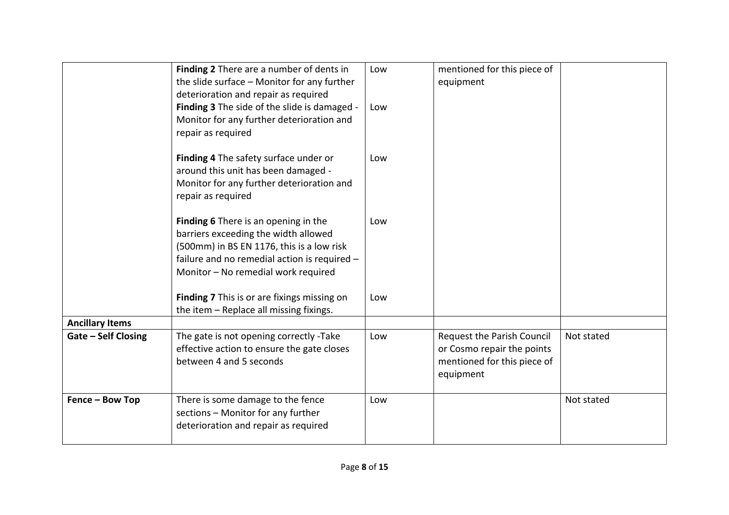| | | | | |
|---|---|---|---|---|
| | **Finding 2** There are a number of dents in the slide surface – Monitor for any further deterioration and repair as required<br>**Finding 3** The side of the slide is damaged - Monitor for any further deterioration and repair as required<br><br>**Finding 4** The safety surface under or around this unit has been damaged - Monitor for any further deterioration and repair as required<br><br>**Finding 6** There is an opening in the barriers exceeding the width allowed (500mm) in BS EN 1176, this is a low risk failure and no remedial action is required – Monitor – No remedial work required<br><br>**Finding 7** This is or are fixings missing on the item – Replace all missing fixings. | Low<br><br>Low<br><br><br>Low<br><br><br><br>Low<br><br><br><br><br>Low | mentioned for this piece of equipment | |
| **Ancillary Items** | | | | |
| **Gate – Self Closing** | The gate is not opening correctly -Take effective action to ensure the gate closes between 4 and 5 seconds | Low | Request the Parish Council or Cosmo repair the points mentioned for this piece of equipment | Not stated |
| **Fence – Bow Top** | There is some damage to the fence sections – Monitor for any further deterioration and repair as required | Low | | Not stated |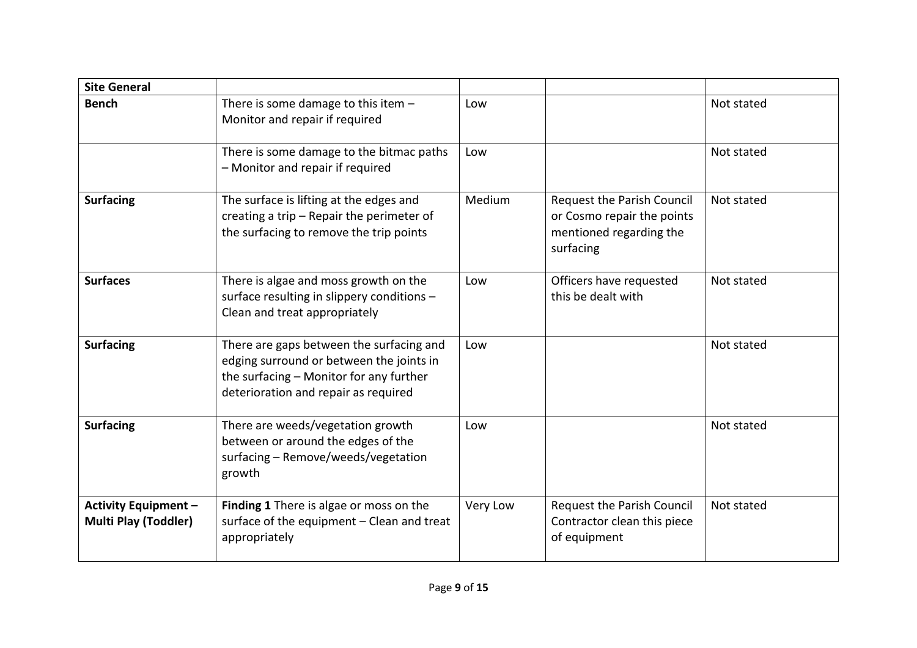| Site General | | | | |
| --- | --- | --- | --- | --- |
| **Bench** | There is some damage to this item – Monitor and repair if required | Low | | Not stated |
| | There is some damage to the bitmac paths – Monitor and repair if required | Low | | Not stated |
| **Surfacing** | The surface is lifting at the edges and creating a trip – Repair the perimeter of the surfacing to remove the trip points | Medium | Request the Parish Council or Cosmo repair the points mentioned regarding the surfacing | Not stated |
| **Surfaces** | There is algae and moss growth on the surface resulting in slippery conditions – Clean and treat appropriately | Low | Officers have requested this be dealt with | Not stated |
| **Surfacing** | There are gaps between the surfacing and edging surround or between the joints in the surfacing – Monitor for any further deterioration and repair as required | Low | | Not stated |
| **Surfacing** | There are weeds/vegetation growth between or around the edges of the surfacing – Remove/weeds/vegetation growth | Low | | Not stated |
| **Activity Equipment – Multi Play (Toddler)** | **Finding 1** There is algae or moss on the surface of the equipment – Clean and treat appropriately | Very Low | Request the Parish Council Contractor clean this piece of equipment | Not stated |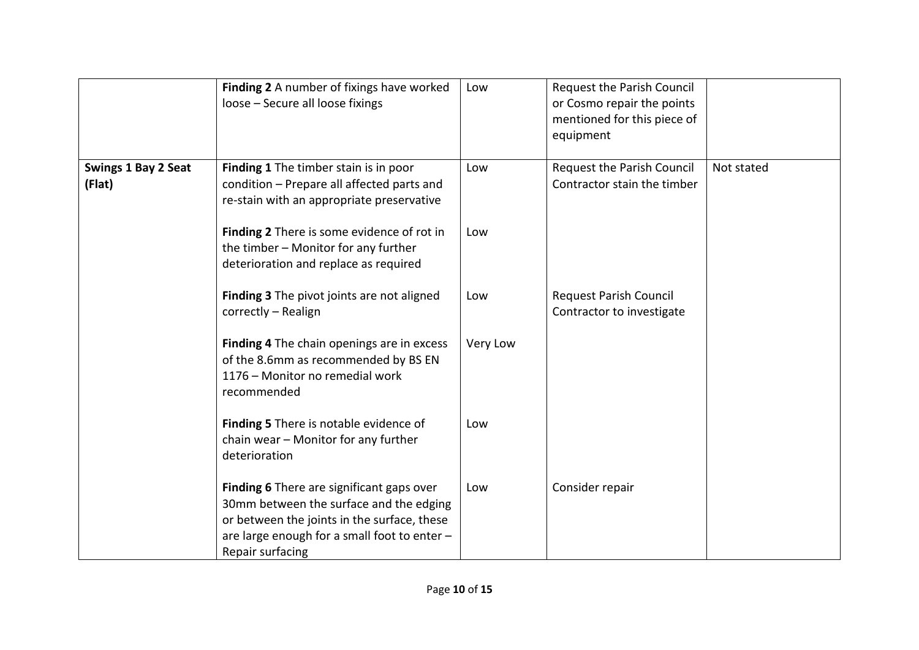| | | | | |
|---|---|---|---|---|
| | **Finding 2** A number of fixings have worked loose – Secure all loose fixings | Low | Request the Parish Council or Cosmo repair the points mentioned for this piece of equipment | |
| **Swings 1 Bay 2 Seat (Flat)** | **Finding 1** The timber stain is in poor condition – Prepare all affected parts and re-stain with an appropriate preservative | Low | Request the Parish Council Contractor stain the timber | Not stated |
| | **Finding 2** There is some evidence of rot in the timber – Monitor for any further deterioration and replace as required | Low | | |
| | **Finding 3** The pivot joints are not aligned correctly – Realign | Low | Request Parish Council Contractor to investigate | |
| | **Finding 4** The chain openings are in excess of the 8.6mm as recommended by BS EN 1176 – Monitor no remedial work recommended | Very Low | | |
| | **Finding 5** There is notable evidence of chain wear – Monitor for any further deterioration | Low | | |
| | **Finding 6** There are significant gaps over 30mm between the surface and the edging or between the joints in the surface, these are large enough for a small foot to enter – Repair surfacing | Low | Consider repair | |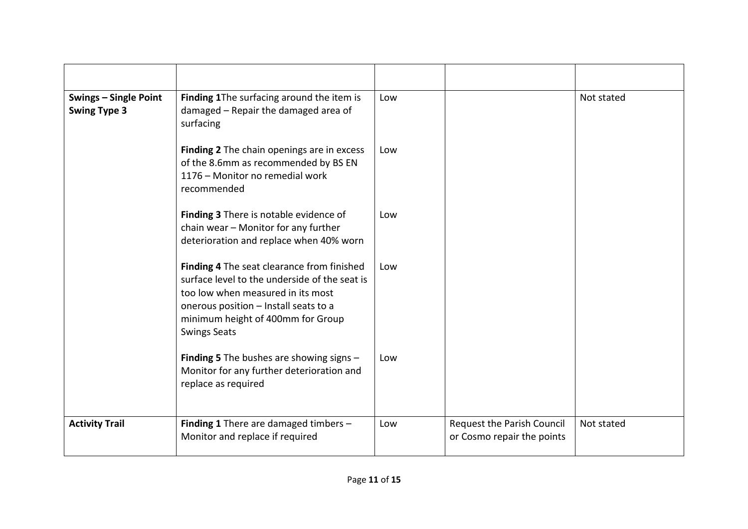| | | | | |
|---|---|---|---|---|
| **Swings – Single Point Swing Type 3** | **Finding 1**The surfacing around the item is damaged – Repair the damaged area of surfacing<br><br>**Finding 2** The chain openings are in excess of the 8.6mm as recommended by BS EN 1176 – Monitor no remedial work recommended<br><br>**Finding 3** There is notable evidence of chain wear – Monitor for any further deterioration and replace when 40% worn<br><br>**Finding 4** The seat clearance from finished surface level to the underside of the seat is too low when measured in its most onerous position – Install seats to a minimum height of 400mm for Group Swings Seats<br><br>**Finding 5** The bushes are showing signs – Monitor for any further deterioration and replace as required | Low<br><br>Low<br><br>Low<br><br>Low<br><br>Low | | Not stated |
| **Activity Trail** | **Finding 1** There are damaged timbers – Monitor and replace if required | Low | Request the Parish Council or Cosmo repair the points | Not stated |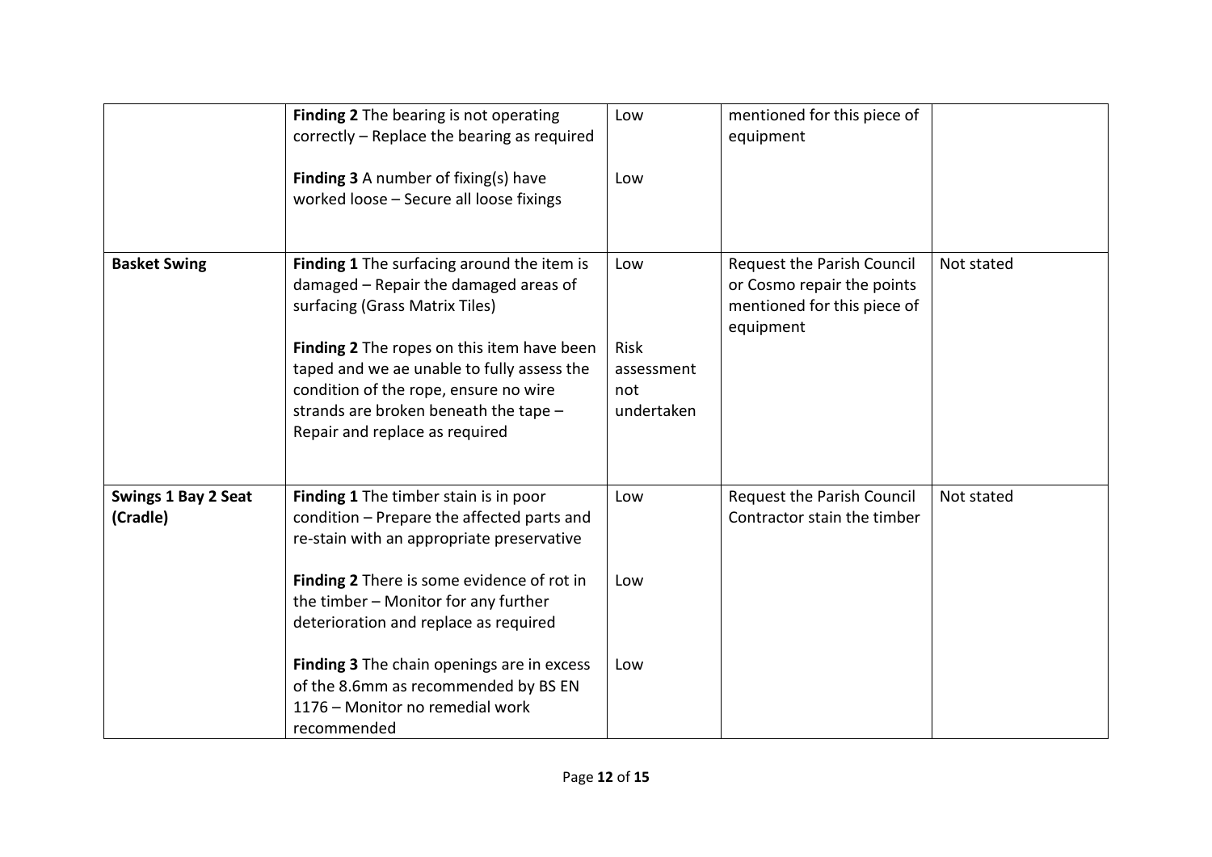| | | | | |
|---|---|---|---|---|
| | **Finding 2** The bearing is not operating correctly – Replace the bearing as required<br><br>**Finding 3** A number of fixing(s) have worked loose – Secure all loose fixings | Low<br><br>Low | mentioned for this piece of equipment | |
| **Basket Swing** | **Finding 1** The surfacing around the item is damaged – Repair the damaged areas of surfacing (Grass Matrix Tiles)<br><br>**Finding 2** The ropes on this item have been taped and we ae unable to fully assess the condition of the rope, ensure no wire strands are broken beneath the tape – Repair and replace as required | Low<br><br>Risk assessment not undertaken | Request the Parish Council or Cosmo repair the points mentioned for this piece of equipment | Not stated |
| **Swings 1 Bay 2 Seat (Cradle)** | **Finding 1** The timber stain is in poor condition – Prepare the affected parts and re-stain with an appropriate preservative<br><br>**Finding 2** There is some evidence of rot in the timber – Monitor for any further deterioration and replace as required<br><br>**Finding 3** The chain openings are in excess of the 8.6mm as recommended by BS EN 1176 – Monitor no remedial work recommended | Low<br><br>Low<br><br>Low | Request the Parish Council Contractor stain the timber | Not stated |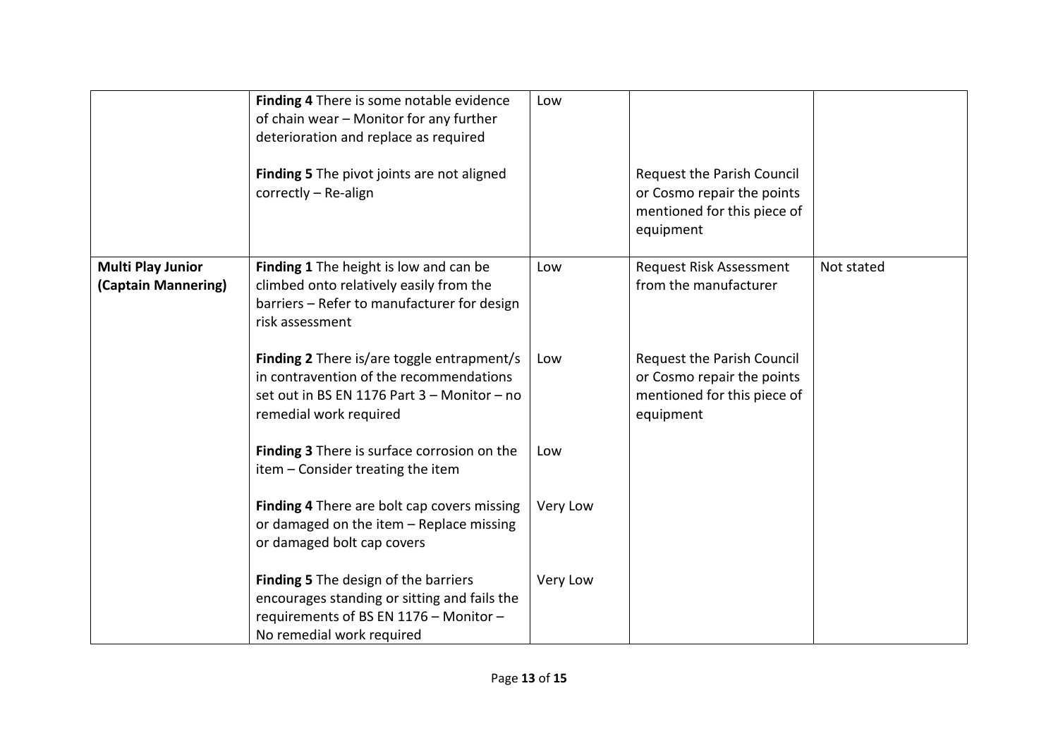| | | | | |
|---|---|---|---|---|
| | **Finding 4** There is some notable evidence of chain wear – Monitor for any further deterioration and replace as required | Low | | |
| | **Finding 5** The pivot joints are not aligned correctly – Re-align | | Request the Parish Council or Cosmo repair the points mentioned for this piece of equipment | |
| **Multi Play Junior (Captain Mannering)** | **Finding 1** The height is low and can be climbed onto relatively easily from the barriers – Refer to manufacturer for design risk assessment | Low | Request Risk Assessment from the manufacturer | Not stated |
| | **Finding 2** There is/are toggle entrapment/s in contravention of the recommendations set out in BS EN 1176 Part 3 – Monitor – no remedial work required | Low | Request the Parish Council or Cosmo repair the points mentioned for this piece of equipment | |
| | **Finding 3** There is surface corrosion on the item – Consider treating the item | Low | | |
| | **Finding 4** There are bolt cap covers missing or damaged on the item – Replace missing or damaged bolt cap covers | Very Low | | |
| | **Finding 5** The design of the barriers encourages standing or sitting and fails the requirements of BS EN 1176 – Monitor – No remedial work required | Very Low | | |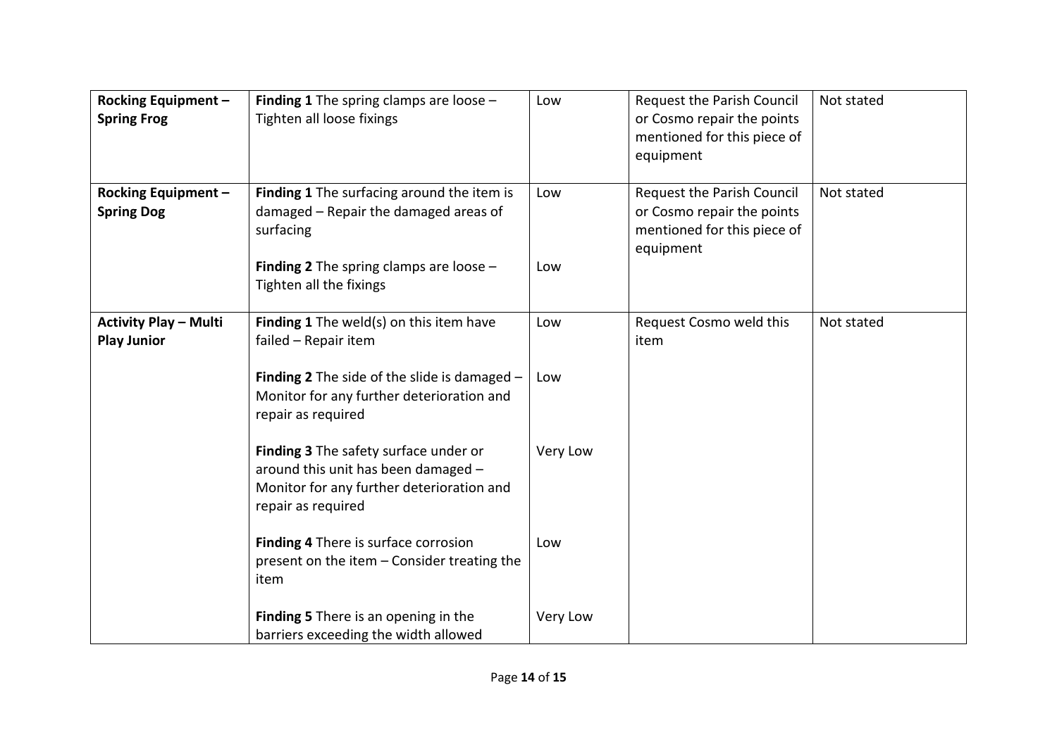| **Rocking Equipment – Spring Frog** | **Finding 1** The spring clamps are loose – Tighten all loose fixings | Low | Request the Parish Council or Cosmo repair the points mentioned for this piece of equipment | Not stated |
|---|---|---|---|---|
| **Rocking Equipment – Spring Dog** | **Finding 1** The surfacing around the item is damaged – Repair the damaged areas of surfacing<br><br>**Finding 2** The spring clamps are loose – Tighten all the fixings | Low<br><br>Low | Request the Parish Council or Cosmo repair the points mentioned for this piece of equipment | Not stated |
| **Activity Play – Multi Play Junior** | **Finding 1** The weld(s) on this item have failed – Repair item<br><br>**Finding 2** The side of the slide is damaged – Monitor for any further deterioration and repair as required<br><br>**Finding 3** The safety surface under or around this unit has been damaged – Monitor for any further deterioration and repair as required<br><br>**Finding 4** There is surface corrosion present on the item – Consider treating the item<br><br>**Finding 5** There is an opening in the barriers exceeding the width allowed | Low<br><br>Low<br><br>Very Low<br><br>Low<br><br>Very Low | Request Cosmo weld this item | Not stated |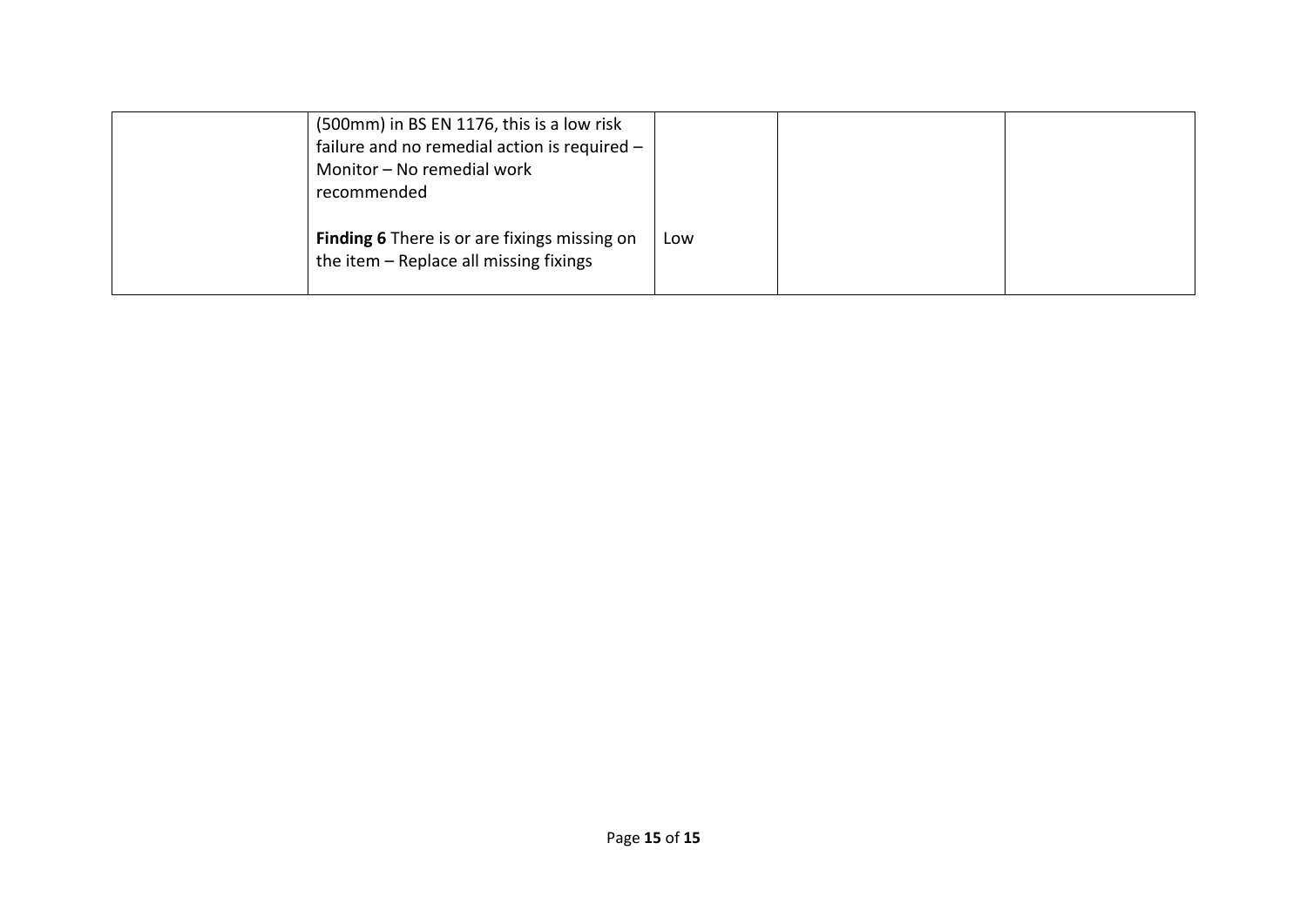| | | | | |
|---|---|---|---|---|
| | (500mm) in BS EN 1176, this is a low risk failure and no remedial action is required – Monitor – No remedial work recommended<br><br>**Finding 6** There is or are fixings missing on the item – Replace all missing fixings | <br><br><br><br>Low | | |